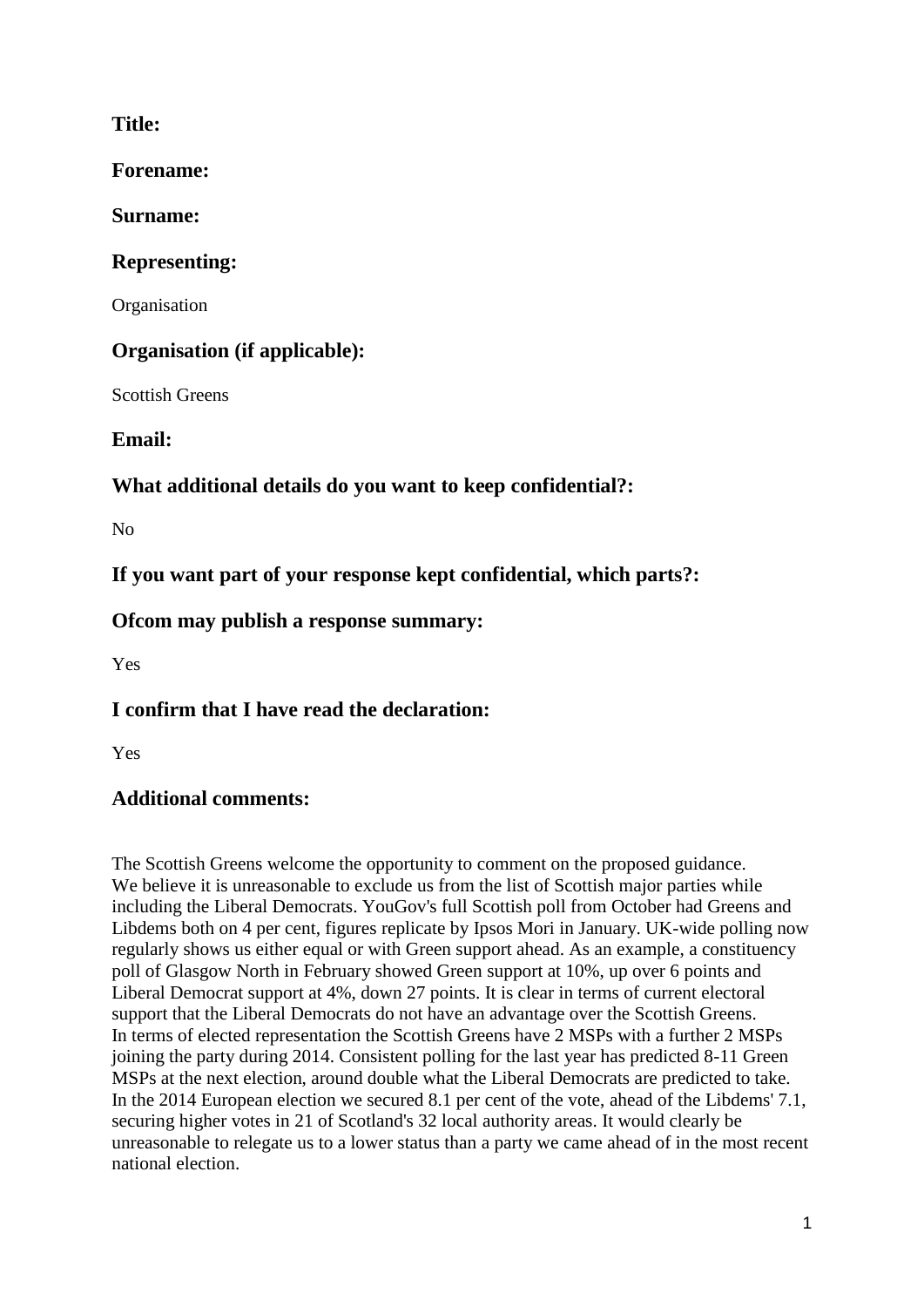**Title:**

**Forename:**

**Surname:**

**Representing:**

Organisation

**Organisation (if applicable):**

Scottish Greens

**Email:**

**What additional details do you want to keep confidential?:**

No

**If you want part of your response kept confidential, which parts?:**

**Ofcom may publish a response summary:**

Yes

**I confirm that I have read the declaration:**

Yes

**Additional comments:**

The Scottish Greens welcome the opportunity to comment on the proposed guidance.
We believe it is unreasonable to exclude us from the list of Scottish major parties while including the Liberal Democrats. YouGov's full Scottish poll from October had Greens and Libdems both on 4 per cent, figures replicate by Ipsos Mori in January. UK-wide polling now regularly shows us either equal or with Green support ahead. As an example, a constituency poll of Glasgow North in February showed Green support at 10%, up over 6 points and Liberal Democrat support at 4%, down 27 points. It is clear in terms of current electoral support that the Liberal Democrats do not have an advantage over the Scottish Greens.
In terms of elected representation the Scottish Greens have 2 MSPs with a further 2 MSPs joining the party during 2014. Consistent polling for the last year has predicted 8-11 Green MSPs at the next election, around double what the Liberal Democrats are predicted to take.
In the 2014 European election we secured 8.1 per cent of the vote, ahead of the Libdems' 7.1, securing higher votes in 21 of Scotland's 32 local authority areas. It would clearly be unreasonable to relegate us to a lower status than a party we came ahead of in the most recent national election.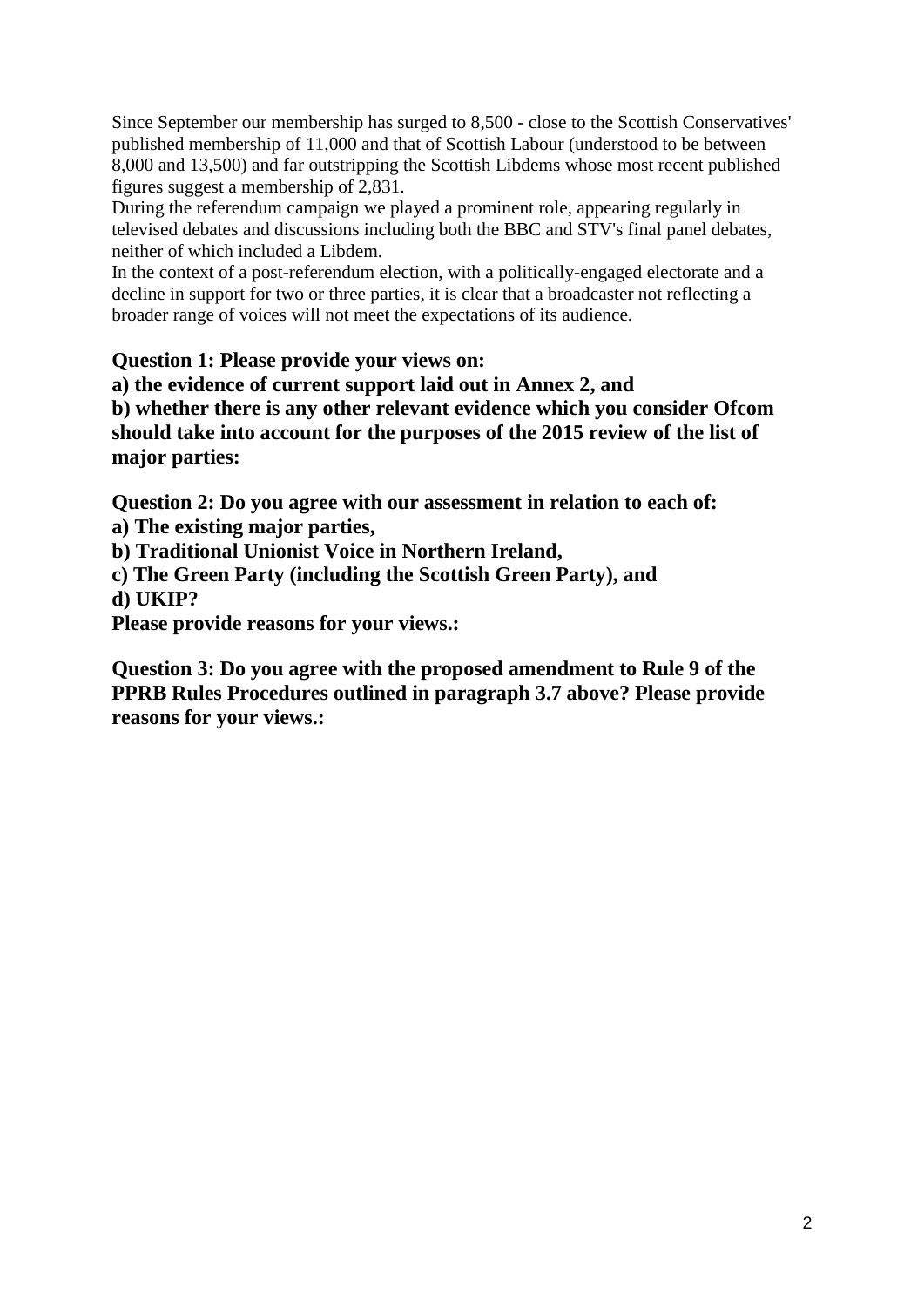Since September our membership has surged to 8,500 - close to the Scottish Conservatives' published membership of 11,000 and that of Scottish Labour (understood to be between 8,000 and 13,500) and far outstripping the Scottish Libdems whose most recent published figures suggest a membership of 2,831.
During the referendum campaign we played a prominent role, appearing regularly in televised debates and discussions including both the BBC and STV's final panel debates, neither of which included a Libdem.
In the context of a post-referendum election, with a politically-engaged electorate and a decline in support for two or three parties, it is clear that a broadcaster not reflecting a broader range of voices will not meet the expectations of its audience.

**Question 1: Please provide your views on:**
**a) the evidence of current support laid out in Annex 2, and**
**b) whether there is any other relevant evidence which you consider Ofcom should take into account for the purposes of the 2015 review of the list of major parties:**

**Question 2: Do you agree with our assessment in relation to each of:**
**a) The existing major parties,**
**b) Traditional Unionist Voice in Northern Ireland,**
**c) The Green Party (including the Scottish Green Party), and**
**d) UKIP?**
**Please provide reasons for your views.:**

**Question 3: Do you agree with the proposed amendment to Rule 9 of the PPRB Rules Procedures outlined in paragraph 3.7 above? Please provide reasons for your views.:**